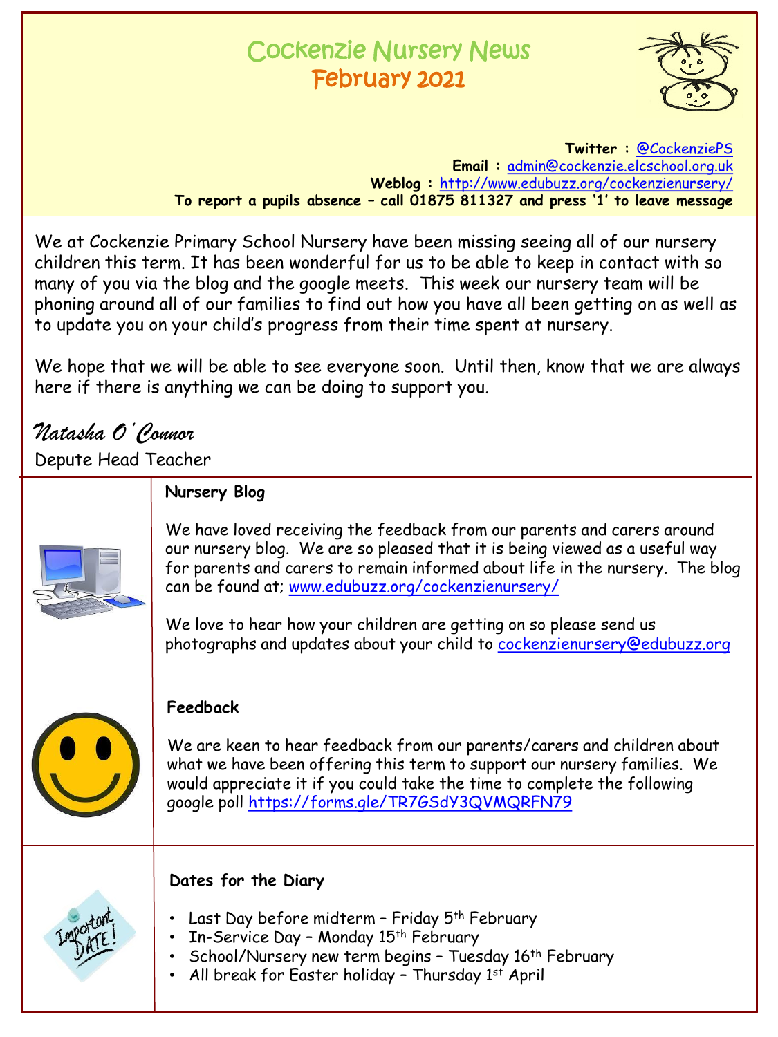# Cockenzie Nursery News
## February 2021

**Twitter :** @CockenziePS
**Email :** admin@cockenzie.elcschool.org.uk
**Weblog :** http://www.edubuzz.org/cockenzienursery/
**To report a pupils absence – call 01875 811327 and press '1' to leave message**

We at Cockenzie Primary School Nursery have been missing seeing all of our nursery children this term. It has been wonderful for us to be able to keep in contact with so many of you via the blog and the google meets. This week our nursery team will be phoning around all of our families to find out how you have all been getting on as well as to update you on your child's progress from their time spent at nursery.

We hope that we will be able to see everyone soon. Until then, know that we are always here if there is anything we can be doing to support you.

*Natasha O'Connor*
Depute Head Teacher

### Nursery Blog

We have loved receiving the feedback from our parents and carers around our nursery blog. We are so pleased that it is being viewed as a useful way for parents and carers to remain informed about life in the nursery. The blog can be found at; www.edubuzz.org/cockenzienursery/

We love to hear how your children are getting on so please send us photographs and updates about your child to cockenzienursery@edubuzz.org

### Feedback

We are keen to hear feedback from our parents/carers and children about what we have been offering this term to support our nursery families. We would appreciate it if you could take the time to complete the following google poll https://forms.gle/TR7GSdY3QVMQRFN79

### Dates for the Diary

- Last Day before midterm – Friday 5th February
- In-Service Day – Monday 15th February
- School/Nursery new term begins – Tuesday 16th February
- All break for Easter holiday – Thursday 1st April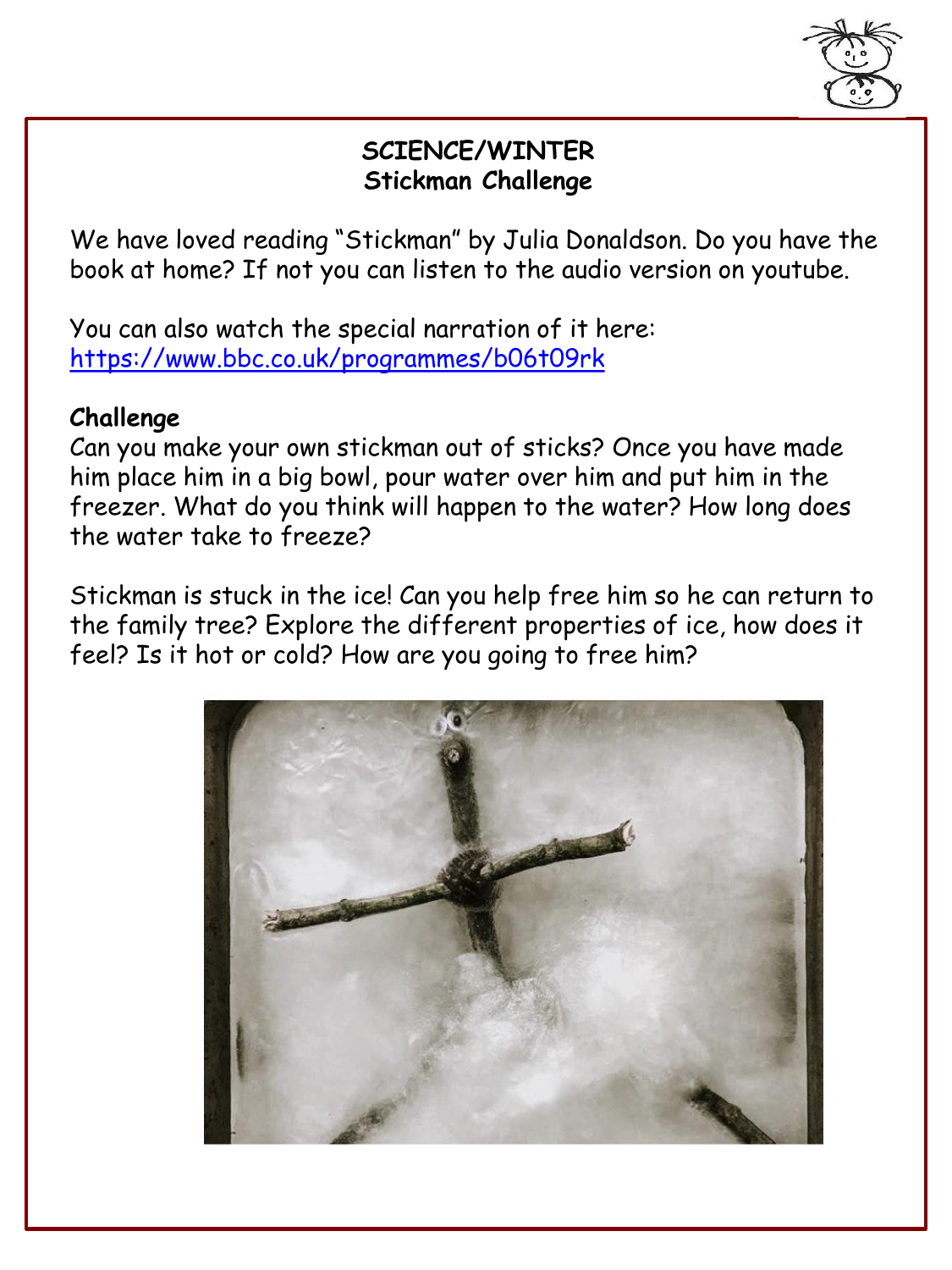## SCIENCE/WINTER
### Stickman Challenge

We have loved reading "Stickman" by Julia Donaldson. Do you have the book at home? If not you can listen to the audio version on youtube.

You can also watch the special narration of it here: https://www.bbc.co.uk/programmes/b06t09rk

**Challenge**

Can you make your own stickman out of sticks? Once you have made him place him in a big bowl, pour water over him and put him in the freezer. What do you think will happen to the water? How long does the water take to freeze?

Stickman is stuck in the ice! Can you help free him so he can return to the family tree? Explore the different properties of ice, how does it feel? Is it hot or cold? How are you going to free him?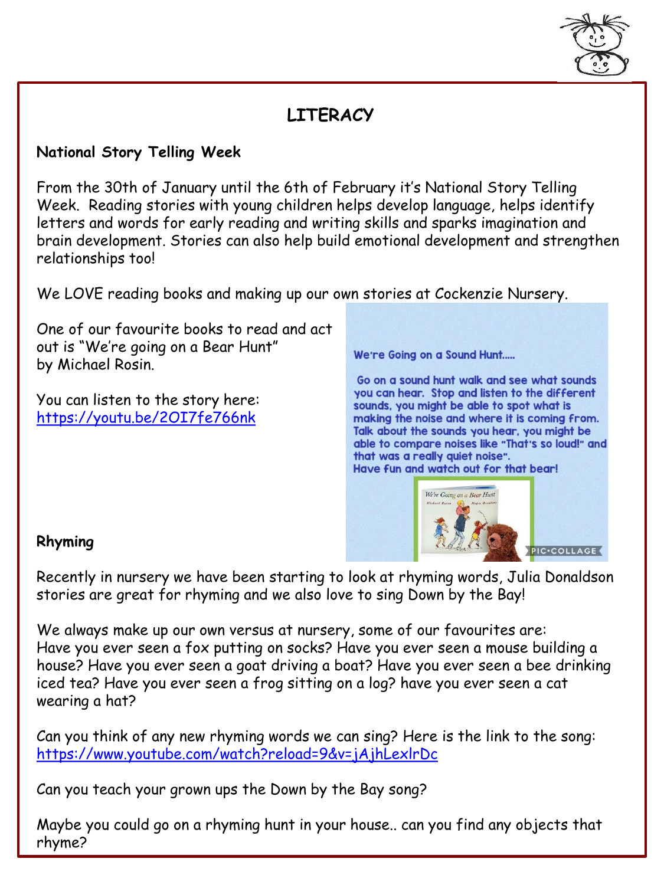# LITERACY

**National Story Telling Week**

From the 30th of January until the 6th of February it's National Story Telling Week. Reading stories with young children helps develop language, helps identify letters and words for early reading and writing skills and sparks imagination and brain development. Stories can also help build emotional development and strengthen relationships too!

We LOVE reading books and making up our own stories at Cockenzie Nursery.

One of our favourite books to read and act out is "We're going on a Bear Hunt" by Michael Rosin.

You can listen to the story here: https://youtu.be/2OI7fe766nk

We're Going on a Sound Hunt.....

Go on a sound hunt walk and see what sounds you can hear. Stop and listen to the different sounds, you might be able to spot what is making the noise and where it is coming from. Talk about the sounds you hear, you might be able to compare noises like "That's so loud!" and that was a really quiet noise". Have fun and watch out for that bear!

**Rhyming**

Recently in nursery we have been starting to look at rhyming words, Julia Donaldson stories are great for rhyming and we also love to sing Down by the Bay!

We always make up our own versus at nursery, some of our favourites are: Have you ever seen a fox putting on socks? Have you ever seen a mouse building a house? Have you ever seen a goat driving a boat? Have you ever seen a bee drinking iced tea? Have you ever seen a frog sitting on a log? have you ever seen a cat wearing a hat?

Can you think of any new rhyming words we can sing? Here is the link to the song: https://www.youtube.com/watch?reload=9&v=jAjhLexlrDc

Can you teach your grown ups the Down by the Bay song?

Maybe you could go on a rhyming hunt in your house.. can you find any objects that rhyme?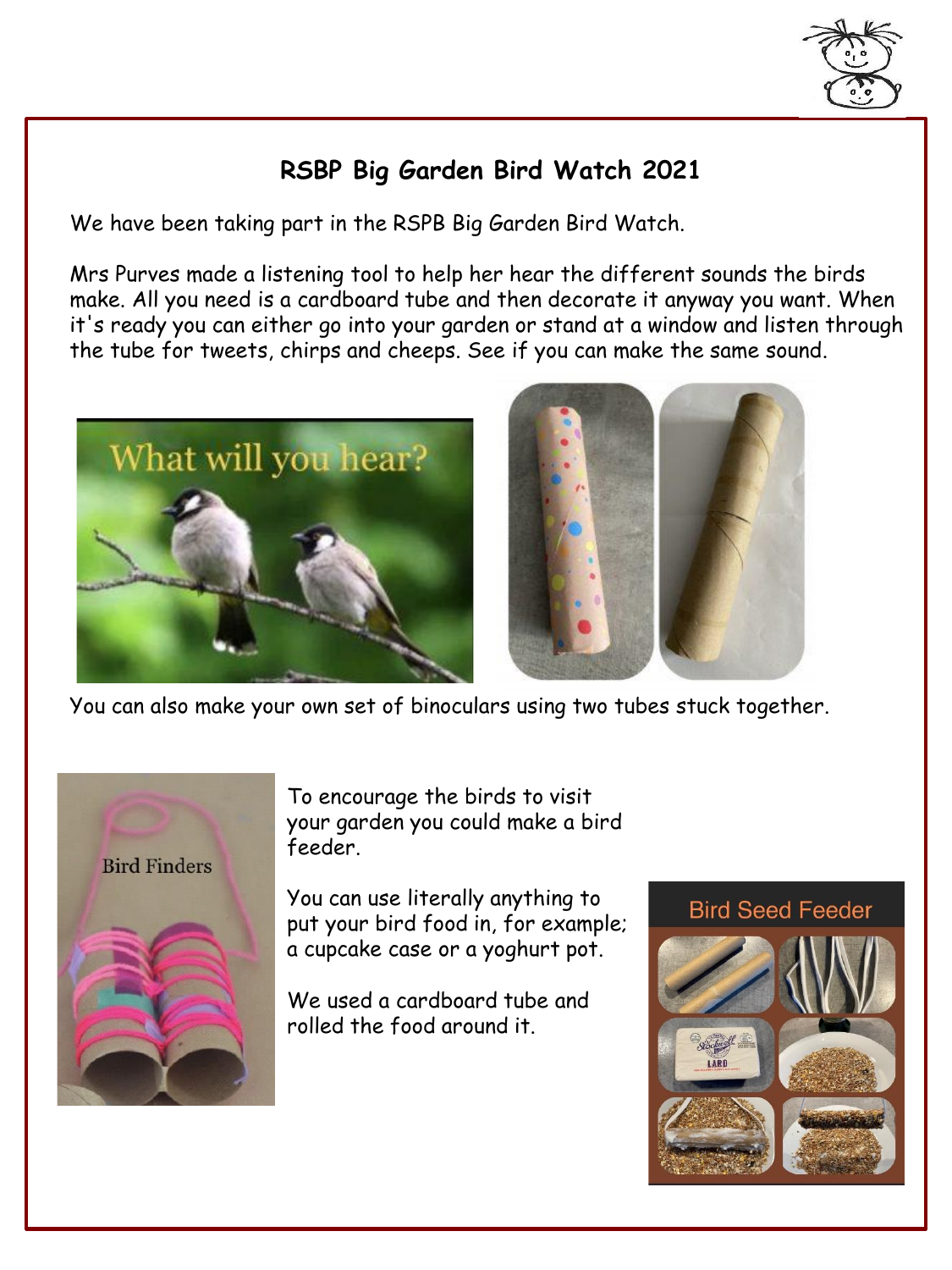## RSBP Big Garden Bird Watch 2021

We have been taking part in the RSPB Big Garden Bird Watch.

Mrs Purves made a listening tool to help her hear the different sounds the birds make. All you need is a cardboard tube and then decorate it anyway you want. When it's ready you can either go into your garden or stand at a window and listen through the tube for tweets, chirps and cheeps. See if you can make the same sound.

You can also make your own set of binoculars using two tubes stuck together.

To encourage the birds to visit your garden you could make a bird feeder.

You can use literally anything to put your bird food in, for example; a cupcake case or a yoghurt pot.

We used a cardboard tube and rolled the food around it.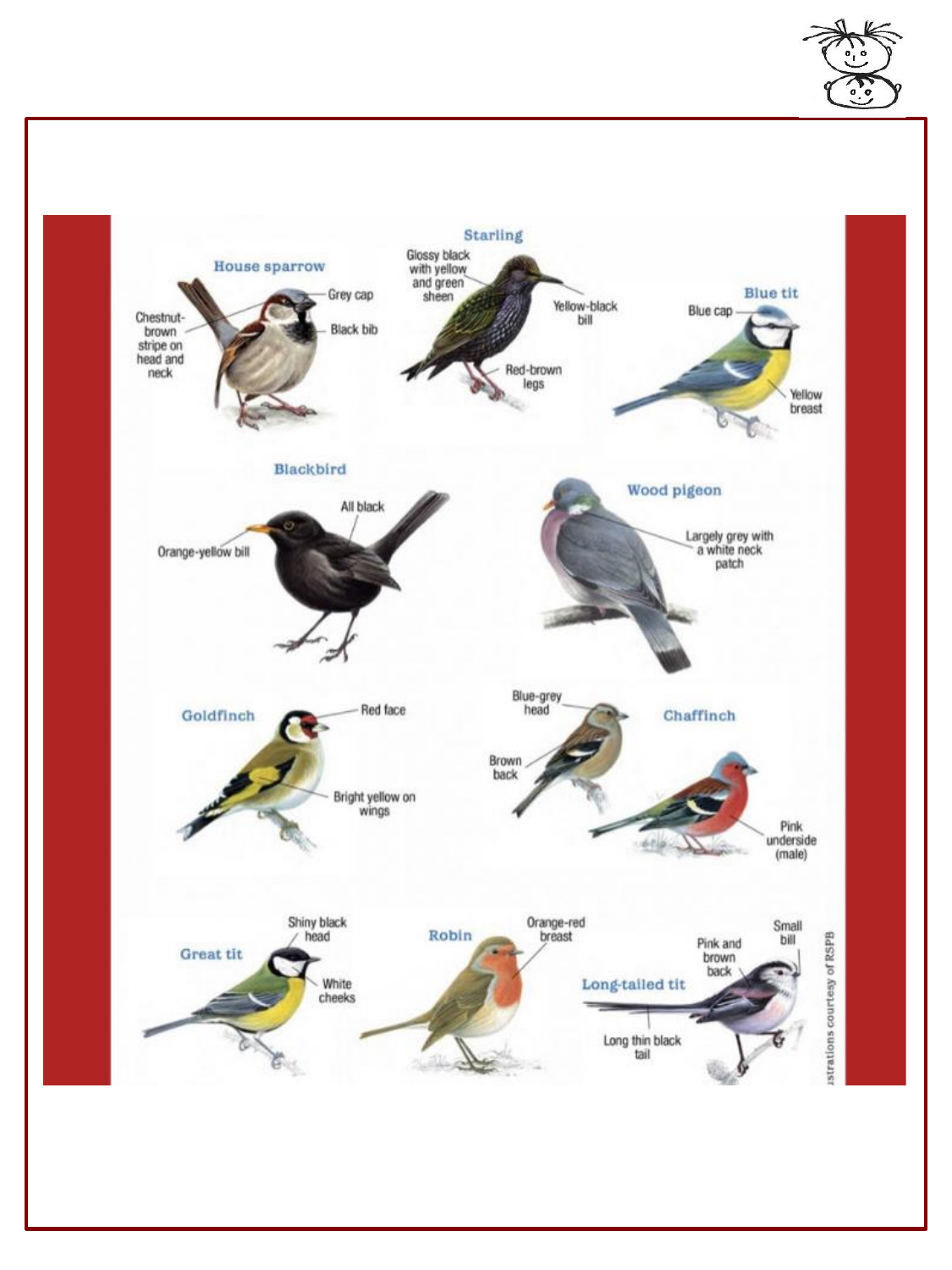## House sparrow

- Grey cap
- Black bib
- Chestnut-brown stripe on head and neck

## Starling

- Glossy black with yellow and green sheen
- Yellow-black bill
- Red-brown legs

## Blue tit

- Blue cap
- Yellow breast

## Blackbird

- Orange-yellow bill
- All black

## Wood pigeon

- Largely grey with a white neck patch

## Goldfinch

- Red face
- Bright yellow on wings

## Chaffinch

- Blue-grey head
- Brown back
- Pink underside (male)

## Great tit

- Shiny black head
- White cheeks

## Robin

- Orange-red breast

## Long-tailed tit

- Small bill
- Pink and brown back
- Long thin black tail

Illustrations courtesy of RSPB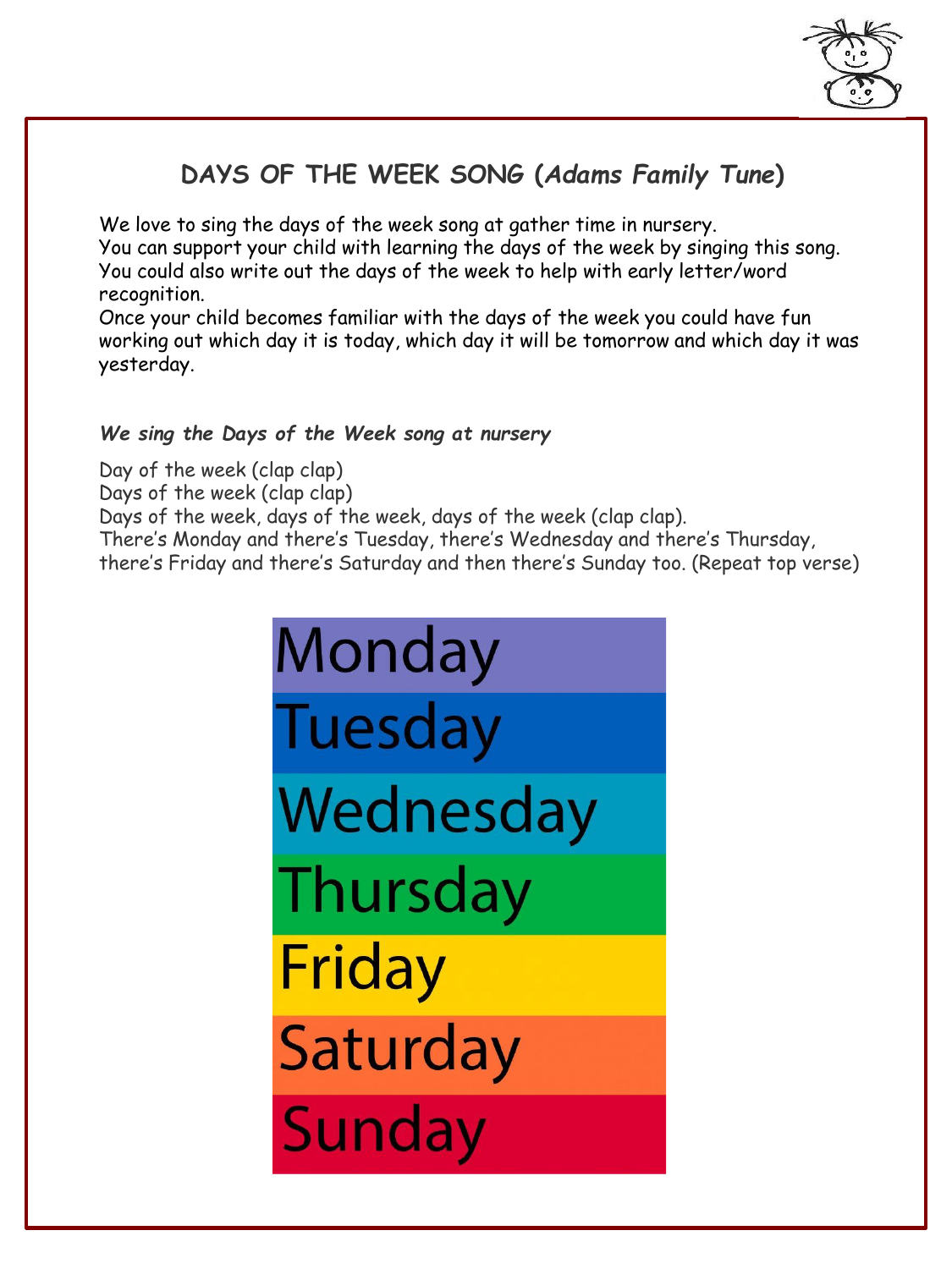## DAYS OF THE WEEK SONG (*Adams Family Tune*)

We love to sing the days of the week song at gather time in nursery.
You can support your child with learning the days of the week by singing this song.
You could also write out the days of the week to help with early letter/word recognition.
Once your child becomes familiar with the days of the week you could have fun working out which day it is today, which day it will be tomorrow and which day it was yesterday.

***We sing the Days of the Week song at nursery***

Day of the week (clap clap)
Days of the week (clap clap)
Days of the week, days of the week, days of the week (clap clap).
There's Monday and there's Tuesday, there's Wednesday and there's Thursday, there's Friday and there's Saturday and then there's Sunday too. (Repeat top verse)

Monday
Tuesday
Wednesday
Thursday
Friday
Saturday
Sunday